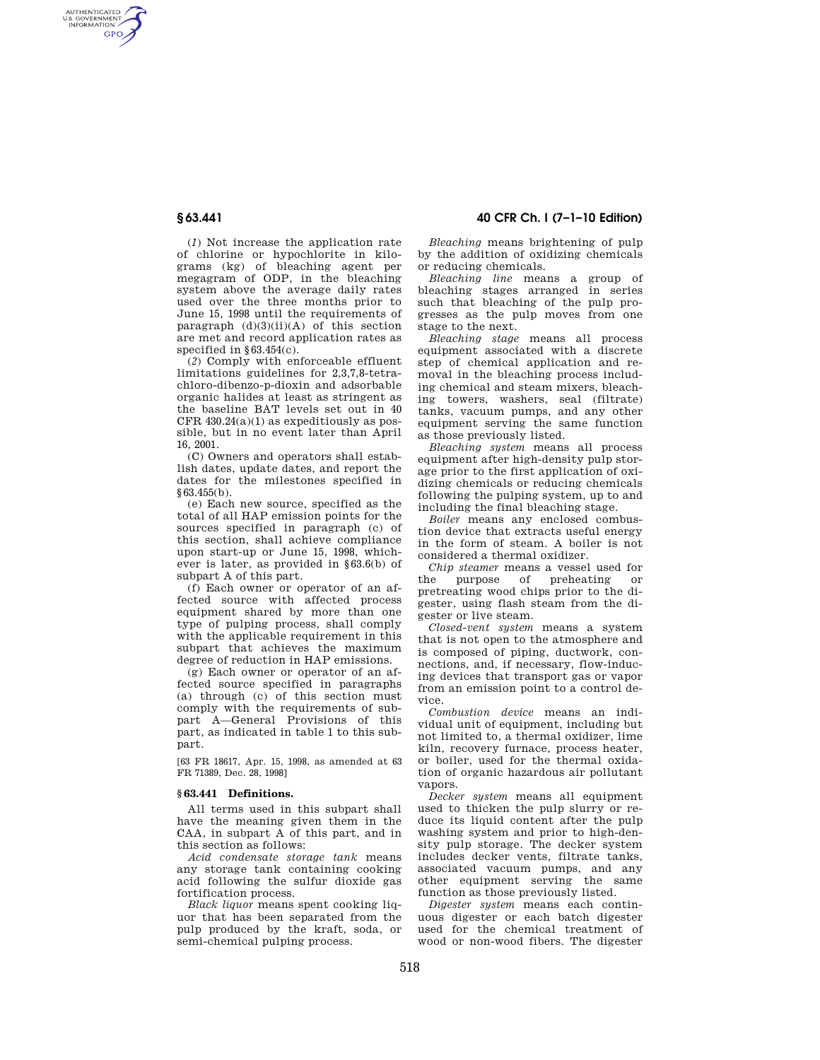(*1*) Not increase the application rate of chlorine or hypochlorite in kilograms (kg) of bleaching agent per megagram of ODP, in the bleaching system above the average daily rates used over the three months prior to June 15, 1998 until the requirements of paragraph (d)(3)(ii)(A) of this section are met and record application rates as specified in §63.454(c).

(*2*) Comply with enforceable effluent limitations guidelines for 2,3,7,8-tetrachloro-dibenzo-p-dioxin and adsorbable organic halides at least as stringent as the baseline BAT levels set out in 40 CFR 430.24(a)(1) as expeditiously as possible, but in no event later than April 16, 2001.

(C) Owners and operators shall establish dates, update dates, and report the dates for the milestones specified in §63.455(b).

(e) Each new source, specified as the total of all HAP emission points for the sources specified in paragraph (c) of this section, shall achieve compliance upon start-up or June 15, 1998, whichever is later, as provided in §63.6(b) of subpart A of this part.

(f) Each owner or operator of an affected source with affected process equipment shared by more than one type of pulping process, shall comply with the applicable requirement in this subpart that achieves the maximum degree of reduction in HAP emissions.

(g) Each owner or operator of an affected source specified in paragraphs (a) through (c) of this section must comply with the requirements of subpart A—General Provisions of this part, as indicated in table 1 to this subpart.

[63 FR 18617, Apr. 15, 1998, as amended at 63 FR 71389, Dec. 28, 1998]

### § 63.441 Definitions.

All terms used in this subpart shall have the meaning given them in the CAA, in subpart A of this part, and in this section as follows:

*Acid condensate storage tank* means any storage tank containing cooking acid following the sulfur dioxide gas fortification process.

*Black liquor* means spent cooking liquor that has been separated from the pulp produced by the kraft, soda, or semi-chemical pulping process.

*Bleaching* means brightening of pulp by the addition of oxidizing chemicals or reducing chemicals.

*Bleaching line* means a group of bleaching stages arranged in series such that bleaching of the pulp progresses as the pulp moves from one stage to the next.

*Bleaching stage* means all process equipment associated with a discrete step of chemical application and removal in the bleaching process including chemical and steam mixers, bleaching towers, washers, seal (filtrate) tanks, vacuum pumps, and any other equipment serving the same function as those previously listed.

*Bleaching system* means all process equipment after high-density pulp storage prior to the first application of oxidizing chemicals or reducing chemicals following the pulping system, up to and including the final bleaching stage.

*Boiler* means any enclosed combustion device that extracts useful energy in the form of steam. A boiler is not considered a thermal oxidizer.

*Chip steamer* means a vessel used for the purpose of preheating or pretreating wood chips prior to the digester, using flash steam from the digester or live steam.

*Closed-vent system* means a system that is not open to the atmosphere and is composed of piping, ductwork, connections, and, if necessary, flow-inducing devices that transport gas or vapor from an emission point to a control device.

*Combustion device* means an individual unit of equipment, including but not limited to, a thermal oxidizer, lime kiln, recovery furnace, process heater, or boiler, used for the thermal oxidation of organic hazardous air pollutant vapors.

*Decker system* means all equipment used to thicken the pulp slurry or reduce its liquid content after the pulp washing system and prior to high-density pulp storage. The decker system includes decker vents, filtrate tanks, associated vacuum pumps, and any other equipment serving the same function as those previously listed.

*Digester system* means each continuous digester or each batch digester used for the chemical treatment of wood or non-wood fibers. The digester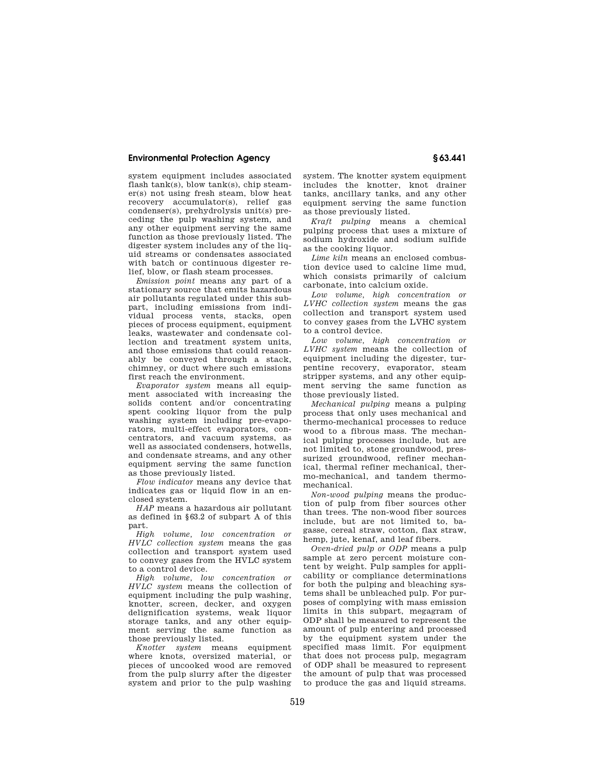system equipment includes associated flash tank(s), blow tank(s), chip steamer(s) not using fresh steam, blow heat recovery accumulator(s), relief gas condenser(s), prehydrolysis unit(s) preceding the pulp washing system, and any other equipment serving the same function as those previously listed. The digester system includes any of the liquid streams or condensates associated with batch or continuous digester relief, blow, or flash steam processes.

*Emission point* means any part of a stationary source that emits hazardous air pollutants regulated under this subpart, including emissions from individual process vents, stacks, open pieces of process equipment, equipment leaks, wastewater and condensate collection and treatment system units, and those emissions that could reasonably be conveyed through a stack, chimney, or duct where such emissions first reach the environment.

*Evaporator system* means all equipment associated with increasing the solids content and/or concentrating spent cooking liquor from the pulp washing system including pre-evaporators, multi-effect evaporators, concentrators, and vacuum systems, as well as associated condensers, hotwells, and condensate streams, and any other equipment serving the same function as those previously listed.

*Flow indicator* means any device that indicates gas or liquid flow in an enclosed system.

*HAP* means a hazardous air pollutant as defined in §63.2 of subpart A of this part.

*High volume, low concentration or HVLC collection system* means the gas collection and transport system used to convey gases from the HVLC system to a control device.

*High volume, low concentration or HVLC system* means the collection of equipment including the pulp washing, knotter, screen, decker, and oxygen delignification systems, weak liquor storage tanks, and any other equipment serving the same function as those previously listed.

*Knotter system* means equipment where knots, oversized material, or pieces of uncooked wood are removed from the pulp slurry after the digester system and prior to the pulp washing system. The knotter system equipment includes the knotter, knot drainer tanks, ancillary tanks, and any other equipment serving the same function as those previously listed.

*Kraft pulping* means a chemical pulping process that uses a mixture of sodium hydroxide and sodium sulfide as the cooking liquor.

*Lime kiln* means an enclosed combustion device used to calcine lime mud, which consists primarily of calcium carbonate, into calcium oxide.

*Low volume, high concentration or LVHC collection system* means the gas collection and transport system used to convey gases from the LVHC system to a control device.

*Low volume, high concentration or LVHC system* means the collection of equipment including the digester, turpentine recovery, evaporator, steam stripper systems, and any other equipment serving the same function as those previously listed.

*Mechanical pulping* means a pulping process that only uses mechanical and thermo-mechanical processes to reduce wood to a fibrous mass. The mechanical pulping processes include, but are not limited to, stone groundwood, pressurized groundwood, refiner mechanical, thermal refiner mechanical, thermo-mechanical, and tandem thermo-mechanical.

*Non-wood pulping* means the production of pulp from fiber sources other than trees. The non-wood fiber sources include, but are not limited to, bagasse, cereal straw, cotton, flax straw, hemp, jute, kenaf, and leaf fibers.

*Oven-dried pulp or ODP* means a pulp sample at zero percent moisture content by weight. Pulp samples for applicability or compliance determinations for both the pulping and bleaching systems shall be unbleached pulp. For purposes of complying with mass emission limits in this subpart, megagram of ODP shall be measured to represent the amount of pulp entering and processed by the equipment system under the specified mass limit. For equipment that does not process pulp, megagram of ODP shall be measured to represent the amount of pulp that was processed to produce the gas and liquid streams.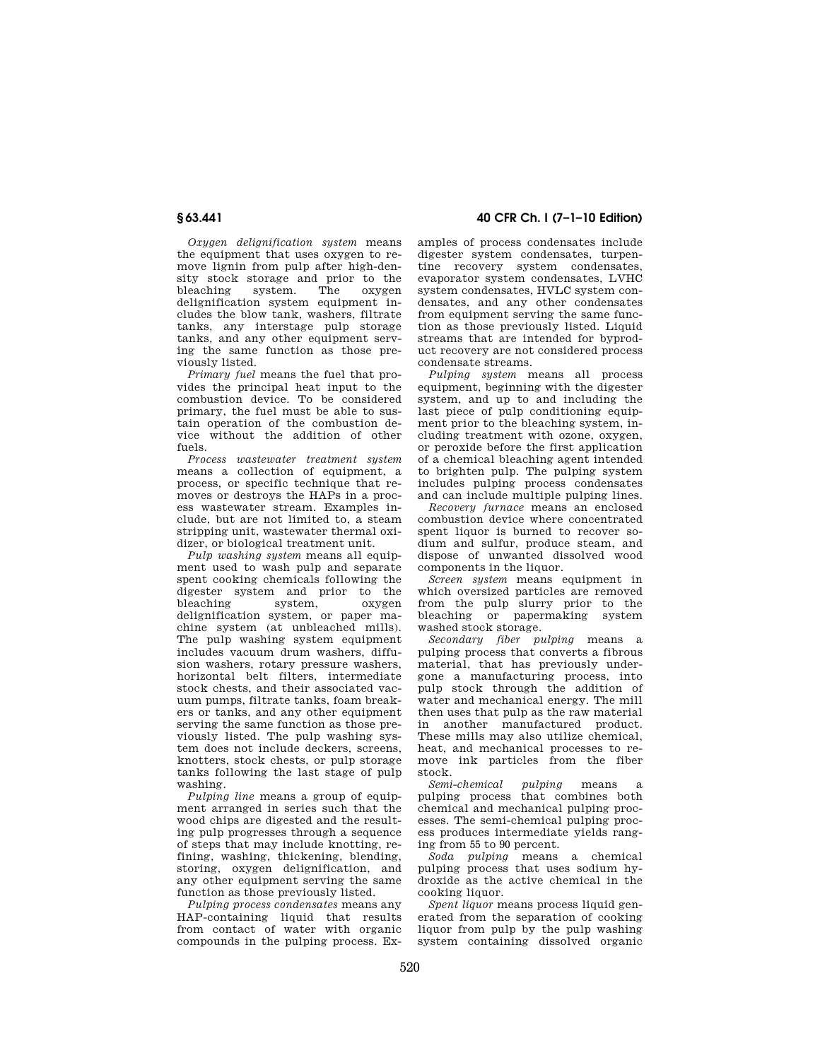*Oxygen delignification system* means the equipment that uses oxygen to remove lignin from pulp after high-density stock storage and prior to the bleaching system. The oxygen delignification system equipment includes the blow tank, washers, filtrate tanks, any interstage pulp storage tanks, and any other equipment serving the same function as those previously listed.

*Primary fuel* means the fuel that provides the principal heat input to the combustion device. To be considered primary, the fuel must be able to sustain operation of the combustion device without the addition of other fuels.

*Process wastewater treatment system* means a collection of equipment, a process, or specific technique that removes or destroys the HAPs in a process wastewater stream. Examples include, but are not limited to, a steam stripping unit, wastewater thermal oxidizer, or biological treatment unit.

*Pulp washing system* means all equipment used to wash pulp and separate spent cooking chemicals following the digester system and prior to the bleaching system, oxygen delignification system, or paper machine system (at unbleached mills). The pulp washing system equipment includes vacuum drum washers, diffusion washers, rotary pressure washers, horizontal belt filters, intermediate stock chests, and their associated vacuum pumps, filtrate tanks, foam breakers or tanks, and any other equipment serving the same function as those previously listed. The pulp washing system does not include deckers, screens, knotters, stock chests, or pulp storage tanks following the last stage of pulp washing.

*Pulping line* means a group of equipment arranged in series such that the wood chips are digested and the resulting pulp progresses through a sequence of steps that may include knotting, refining, washing, thickening, blending, storing, oxygen delignification, and any other equipment serving the same function as those previously listed.

*Pulping process condensates* means any HAP-containing liquid that results from contact of water with organic compounds in the pulping process. Examples of process condensates include digester system condensates, turpentine recovery system condensates, evaporator system condensates, LVHC system condensates, HVLC system condensates, and any other condensates from equipment serving the same function as those previously listed. Liquid streams that are intended for byproduct recovery are not considered process condensate streams.

*Pulping system* means all process equipment, beginning with the digester system, and up to and including the last piece of pulp conditioning equipment prior to the bleaching system, including treatment with ozone, oxygen, or peroxide before the first application of a chemical bleaching agent intended to brighten pulp. The pulping system includes pulping process condensates and can include multiple pulping lines.

*Recovery furnace* means an enclosed combustion device where concentrated spent liquor is burned to recover sodium and sulfur, produce steam, and dispose of unwanted dissolved wood components in the liquor.

*Screen system* means equipment in which oversized particles are removed from the pulp slurry prior to the bleaching or papermaking system washed stock storage.

*Secondary fiber pulping* means a pulping process that converts a fibrous material, that has previously undergone a manufacturing process, into pulp stock through the addition of water and mechanical energy. The mill then uses that pulp as the raw material in another manufactured product. These mills may also utilize chemical, heat, and mechanical processes to remove ink particles from the fiber stock.

*Semi-chemical pulping* means a pulping process that combines both chemical and mechanical pulping processes. The semi-chemical pulping process produces intermediate yields ranging from 55 to 90 percent.

*Soda pulping* means a chemical pulping process that uses sodium hydroxide as the active chemical in the cooking liquor.

*Spent liquor* means process liquid generated from the separation of cooking liquor from pulp by the pulp washing system containing dissolved organic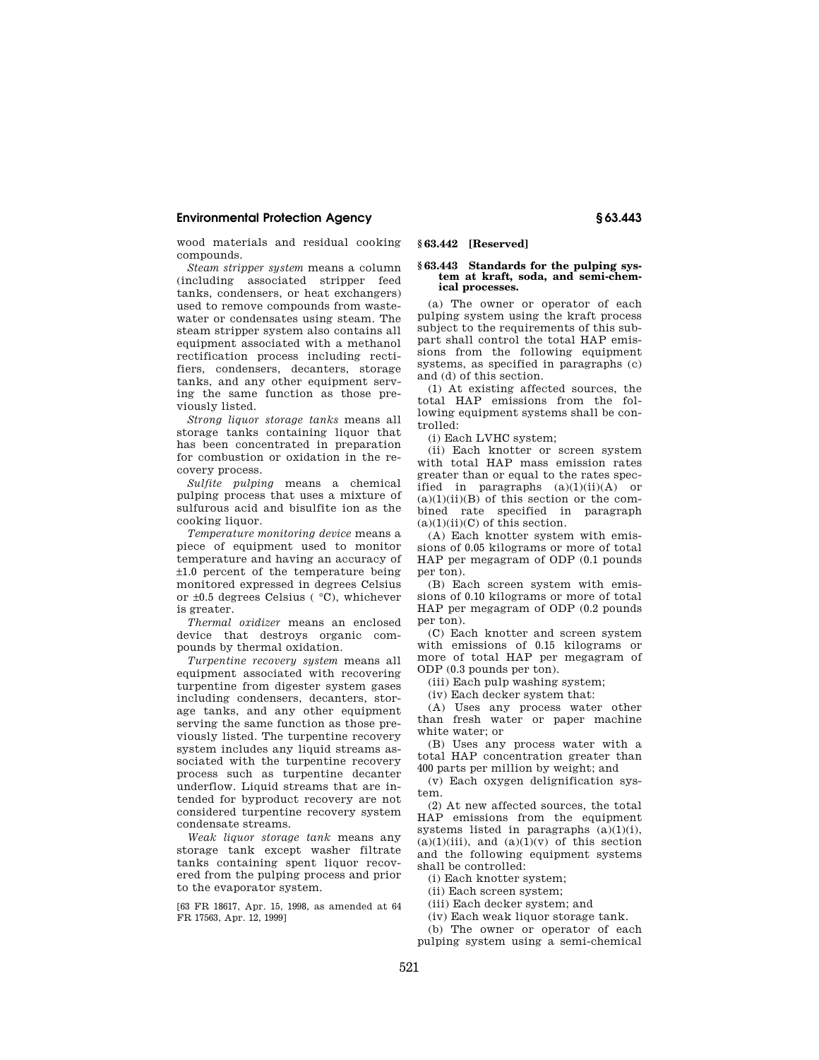wood materials and residual cooking compounds.

*Steam stripper system* means a column (including associated stripper feed tanks, condensers, or heat exchangers) used to remove compounds from wastewater or condensates using steam. The steam stripper system also contains all equipment associated with a methanol rectification process including rectifiers, condensers, decanters, storage tanks, and any other equipment serving the same function as those previously listed.

*Strong liquor storage tanks* means all storage tanks containing liquor that has been concentrated in preparation for combustion or oxidation in the recovery process.

*Sulfite pulping* means a chemical pulping process that uses a mixture of sulfurous acid and bisulfite ion as the cooking liquor.

*Temperature monitoring device* means a piece of equipment used to monitor temperature and having an accuracy of ±1.0 percent of the temperature being monitored expressed in degrees Celsius or ±0.5 degrees Celsius ( °C), whichever is greater.

*Thermal oxidizer* means an enclosed device that destroys organic compounds by thermal oxidation.

*Turpentine recovery system* means all equipment associated with recovering turpentine from digester system gases including condensers, decanters, storage tanks, and any other equipment serving the same function as those previously listed. The turpentine recovery system includes any liquid streams associated with the turpentine recovery process such as turpentine decanter underflow. Liquid streams that are intended for byproduct recovery are not considered turpentine recovery system condensate streams.

*Weak liquor storage tank* means any storage tank except washer filtrate tanks containing spent liquor recovered from the pulping process and prior to the evaporator system.

[63 FR 18617, Apr. 15, 1998, as amended at 64 FR 17563, Apr. 12, 1999]

## § 63.442 [Reserved]

## § 63.443 Standards for the pulping system at kraft, soda, and semi-chemical processes.

(a) The owner or operator of each pulping system using the kraft process subject to the requirements of this subpart shall control the total HAP emissions from the following equipment systems, as specified in paragraphs (c) and (d) of this section.

(1) At existing affected sources, the total HAP emissions from the following equipment systems shall be controlled:

(i) Each LVHC system;

(ii) Each knotter or screen system with total HAP mass emission rates greater than or equal to the rates specified in paragraphs (a)(1)(ii)(A) or (a)(1)(ii)(B) of this section or the combined rate specified in paragraph (a)(1)(ii)(C) of this section.

(A) Each knotter system with emissions of 0.05 kilograms or more of total HAP per megagram of ODP (0.1 pounds per ton).

(B) Each screen system with emissions of 0.10 kilograms or more of total HAP per megagram of ODP (0.2 pounds per ton).

(C) Each knotter and screen system with emissions of 0.15 kilograms or more of total HAP per megagram of ODP (0.3 pounds per ton).

(iii) Each pulp washing system;

(iv) Each decker system that:

(A) Uses any process water other than fresh water or paper machine white water; or

(B) Uses any process water with a total HAP concentration greater than 400 parts per million by weight; and

(v) Each oxygen delignification system.

(2) At new affected sources, the total HAP emissions from the equipment systems listed in paragraphs (a)(1)(i), (a)(1)(iii), and (a)(1)(v) of this section and the following equipment systems shall be controlled:

(i) Each knotter system;

(ii) Each screen system;

(iii) Each decker system; and

(iv) Each weak liquor storage tank.

(b) The owner or operator of each pulping system using a semi-chemical